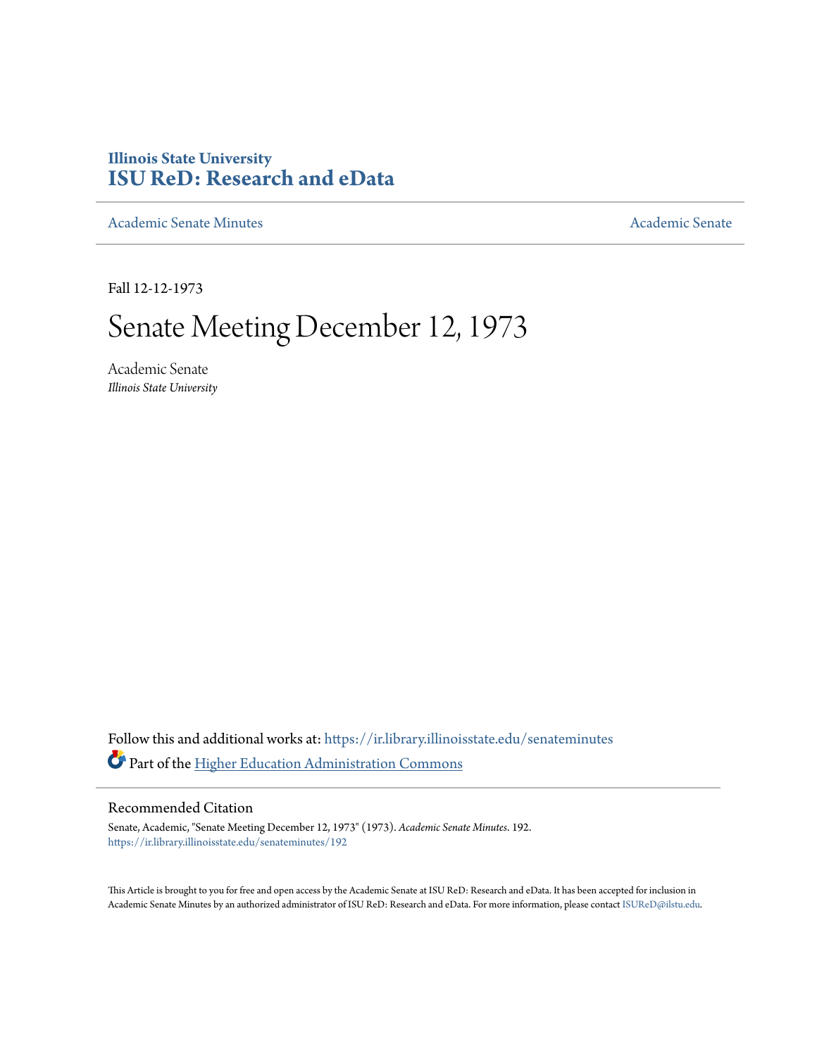Illinois State University
# ISU ReD: Research and eData

Academic Senate Minutes | Academic Senate

Fall 12-12-1973

# Senate Meeting December 12, 1973

Academic Senate
*Illinois State University*

Follow this and additional works at: https://ir.library.illinoisstate.edu/senateminutes

Part of the Higher Education Administration Commons

## Recommended Citation

Senate, Academic, "Senate Meeting December 12, 1973" (1973). *Academic Senate Minutes*. 192.
https://ir.library.illinoisstate.edu/senateminutes/192

This Article is brought to you for free and open access by the Academic Senate at ISU ReD: Research and eData. It has been accepted for inclusion in Academic Senate Minutes by an authorized administrator of ISU ReD: Research and eData. For more information, please contact ISUReD@ilstu.edu.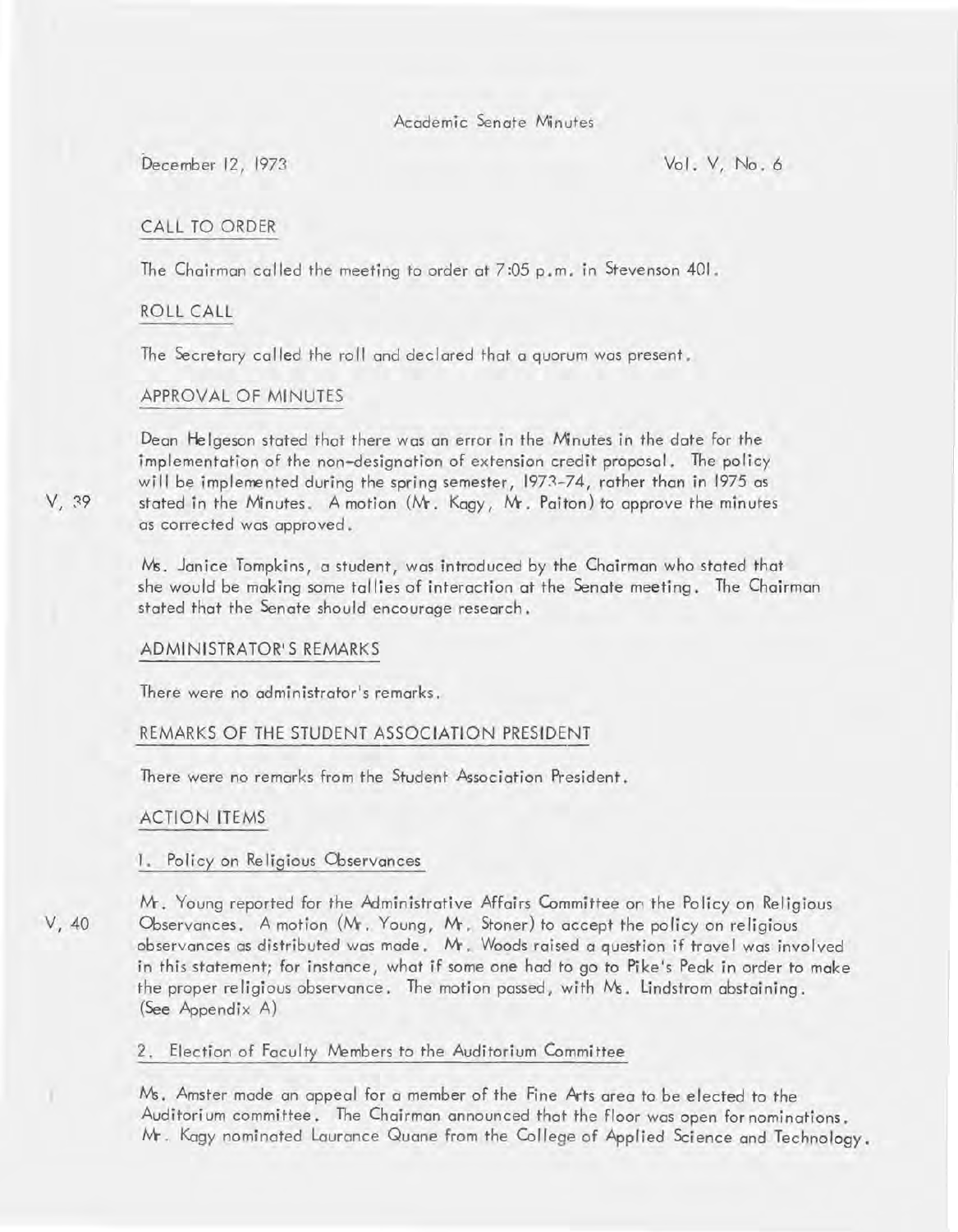Academic Senate Minutes

December 12, 1973 Vol. V, No. 6

## CALL TO ORDER

The Chairman called the meeting to order at 7:05 p.m. in Stevenson 401.

## ROLL CALL

The Secretary called the roll and declared that a quorum was present.

## APPROVAL OF MINUTES

V, 39

Dean Helgeson stated that there was an error in the Minutes in the date for the implementation of the non-designation of extension credit proposal. The policy will be implemented during the spring semester, 1973-74, rather than in 1975 as stated in the Minutes. A motion (Mr. Kagy, Mr. Paiton) to approve the minutes as corrected was approved.

Ms. Janice Tompkins, a student, was introduced by the Chairman who stated that she would be making some tallies of interaction at the Senate meeting. The Chairman stated that the Senate should encourage research.

## ADMINISTRATOR'S REMARKS

There were no administrator's remarks.

## REMARKS OF THE STUDENT ASSOCIATION PRESIDENT

There were no remarks from the Student Association President.

## ACTION ITEMS

### 1. Policy on Religious Observances

V, 40

Mr. Young reported for the Administrative Affairs Committee on the Policy on Religious Observances. A motion (Mr. Young, Mr. Stoner) to accept the policy on religious observances as distributed was made. Mr. Woods raised a question if travel was involved in this statement; for instance, what if some one had to go to Pike's Peak in order to make the proper religious observance. The motion passed, with Ms. Lindstrom abstaining. (See Appendix A)

### 2. Election of Faculty Members to the Auditorium Committee

Ms. Amster made an appeal for a member of the Fine Arts area to be elected to the Auditorium committee. The Chairman announced that the floor was open for nominations. Mr. Kagy nominated Laurance Quane from the College of Applied Science and Technology.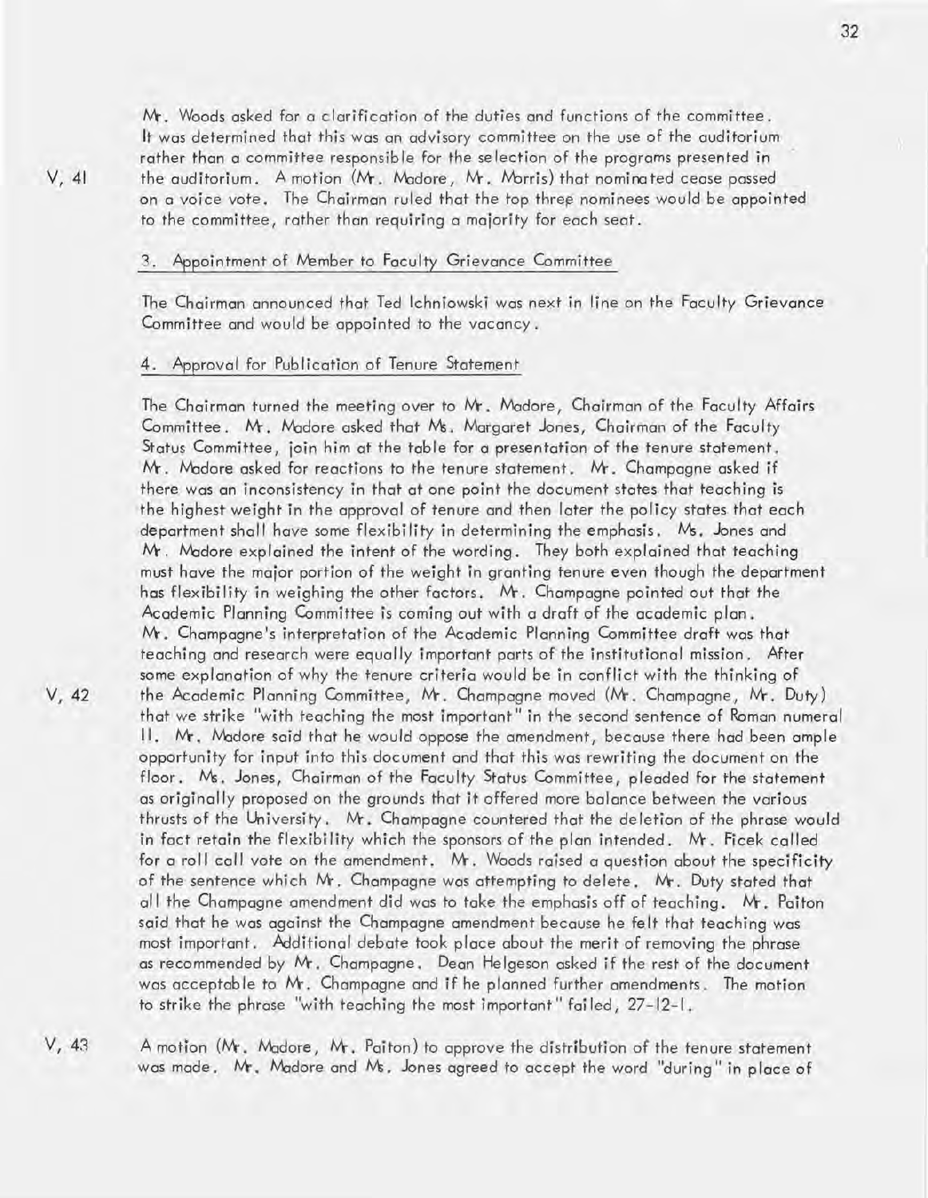Mr. Woods asked for a clarification of the duties and functions of the committee. It was determined that this was an advisory committee on the use of the auditorium rather than a committee responsible for the selection of the programs presented in the auditorium. A motion (Mr. Madore, Mr. Morris) that nominated cease passed on a voice vote. The Chairman ruled that the top three nominees would be appointed to the committee, rather than requiring a majority for each seat.

V, 41

### 3. Appointment of Member to Faculty Grievance Committee

The Chairman announced that Ted Ichniowski was next in line on the Faculty Grievance Committee and would be appointed to the vacancy.

### 4. Approval for Publication of Tenure Statement

The Chairman turned the meeting over to Mr. Madore, Chairman of the Faculty Affairs Committee. Mr. Madore asked that Ms. Margaret Jones, Chairman of the Faculty Status Committee, join him at the table for a presentation of the tenure statement. Mr. Madore asked for reactions to the tenure statement. Mr. Champagne asked if there was an inconsistency in that at one point the document states that teaching is the highest weight in the approval of tenure and then later the policy states that each department shall have some flexibility in determining the emphasis. Ms. Jones and Mr. Madore explained the intent of the wording. They both explained that teaching must have the major portion of the weight in granting tenure even though the department has flexibility in weighing the other factors. Mr. Champagne pointed out that the Academic Planning Committee is coming out with a draft of the academic plan. Mr. Champagne's interpretation of the Academic Planning Committee draft was that teaching and research were equally important parts of the institutional mission. After some explanation of why the tenure criteria would be in conflict with the thinking of the Academic Planning Committee, Mr. Champagne moved (Mr. Champagne, Mr. Duty) that we strike "with teaching the most important" in the second sentence of Roman numeral II. Mr. Madore said that he would oppose the amendment, because there had been ample opportunity for input into this document and that this was rewriting the document on the floor. Ms. Jones, Chairman of the Faculty Status Committee, pleaded for the statement as originally proposed on the grounds that it offered more balance between the various thrusts of the University. Mr. Champagne countered that the deletion of the phrase would in fact retain the flexibility which the sponsors of the plan intended. Mr. Ficek called for a roll call vote on the amendment. Mr. Woods raised a question about the specificity of the sentence which Mr. Champagne was attempting to delete. Mr. Duty stated that all the Champagne amendment did was to take the emphasis off of teaching. Mr. Paiton said that he was against the Champagne amendment because he felt that teaching was most important. Additional debate took place about the merit of removing the phrase as recommended by Mr. Champagne. Dean Helgeson asked if the rest of the document was acceptable to Mr. Champagne and if he planned further amendments. The motion to strike the phrase "with teaching the most important" failed, 27-12-1.

V, 42

V, 43

A motion (Mr. Madore, Mr. Paiton) to approve the distribution of the tenure statement was made. Mr. Madore and Ms. Jones agreed to accept the word "during" in place of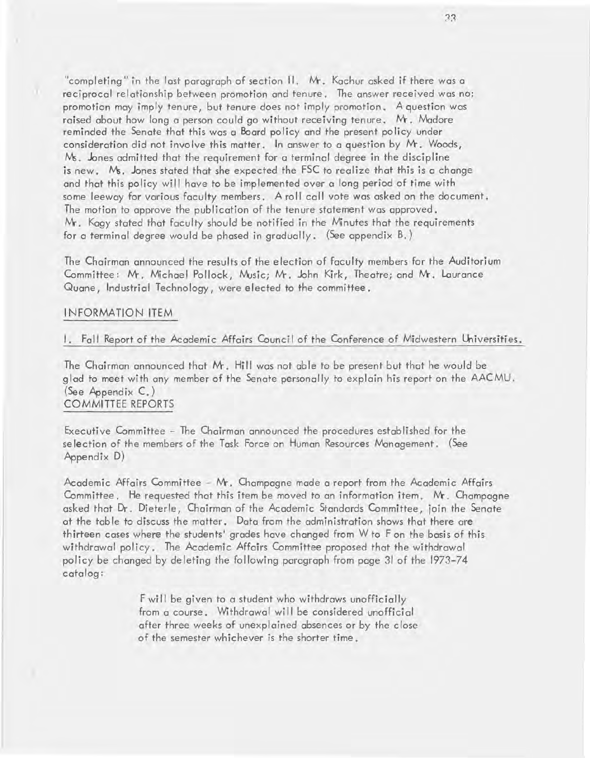"completing" in the last paragraph of section II. Mr. Kachur asked if there was a reciprocal relationship between promotion and tenure. The answer received was no; promotion may imply tenure, but tenure does not imply promotion. A question was raised about how long a person could go without receiving tenure. Mr. Madore reminded the Senate that this was a Board policy and the present policy under consideration did not involve this matter. In answer to a question by Mr. Woods, Ms. Jones admitted that the requirement for a terminal degree in the discipline is new. Ms. Jones stated that she expected the FSC to realize that this is a change and that this policy will have to be implemented over a long period of time with some leeway for various faculty members. A roll call vote was asked on the document. The motion to approve the publication of the tenure statement was approved. Mr. Kagy stated that faculty should be notified in the Minutes that the requirements for a terminal degree would be phased in gradually. (See appendix B.)

The Chairman announced the results of the election of faculty members for the Auditorium Committee: Mr. Michael Pollock, Music; Mr. John Kirk, Theatre; and Mr. Laurance Quane, Industrial Technology, were elected to the committee.

## INFORMATION ITEM

### 1. Fall Report of the Academic Affairs Council of the Conference of Midwestern Universities.

The Chairman announced that Mr. Hill was not able to be present but that he would be glad to meet with any member of the Senate personally to explain his report on the AACMU. (See Appendix C.)

## COMMITTEE REPORTS

Executive Committee - The Chairman announced the procedures established for the selection of the members of the Task Force on Human Resources Management. (See Appendix D)

Academic Affairs Committee - Mr. Champagne made a report from the Academic Affairs Committee. He requested that this item be moved to an information item. Mr. Champagne asked that Dr. Dieterle, Chairman of the Academic Standards Committee, join the Senate at the table to discuss the matter. Data from the administration shows that there are thirteen cases where the students' grades have changed from W to F on the basis of this withdrawal policy. The Academic Affairs Committee proposed that the withdrawal policy be changed by deleting the following paragraph from page 31 of the 1973-74 catalog:

> F will be given to a student who withdraws unofficially from a course. Withdrawal will be considered unofficial after three weeks of unexplained absences or by the close of the semester whichever is the shorter time.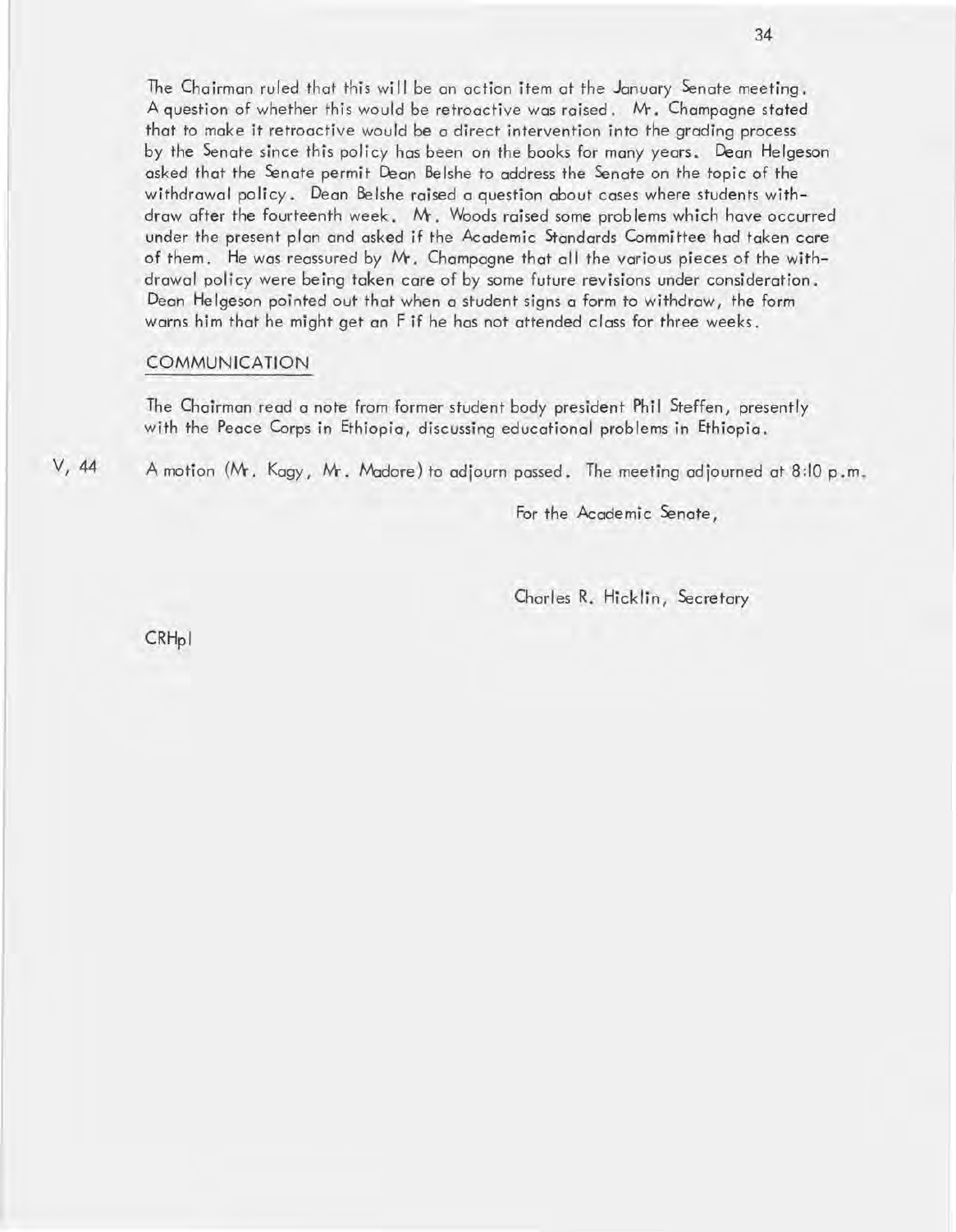The Chairman ruled that this will be an action item at the January Senate meeting. A question of whether this would be retroactive was raised. Mr. Champagne stated that to make it retroactive would be a direct intervention into the grading process by the Senate since this policy has been on the books for many years. Dean Helgeson asked that the Senate permit Dean Belshe to address the Senate on the topic of the withdrawal policy. Dean Belshe raised a question about cases where students withdraw after the fourteenth week. Mr. Woods raised some problems which have occurred under the present plan and asked if the Academic Standards Committee had taken care of them. He was reassured by Mr. Champagne that all the various pieces of the withdrawal policy were being taken care of by some future revisions under consideration. Dean Helgeson pointed out that when a student signs a form to withdraw, the form warns him that he might get an F if he has not attended class for three weeks.

## COMMUNICATION

The Chairman read a note from former student body president Phil Steffen, presently with the Peace Corps in Ethiopia, discussing educational problems in Ethiopia.

V, 44 A motion (Mr. Kagy, Mr. Madore) to adjourn passed. The meeting adjourned at 8:10 p.m.

For the Academic Senate,

Charles R. Hicklin, Secretary

CRHpl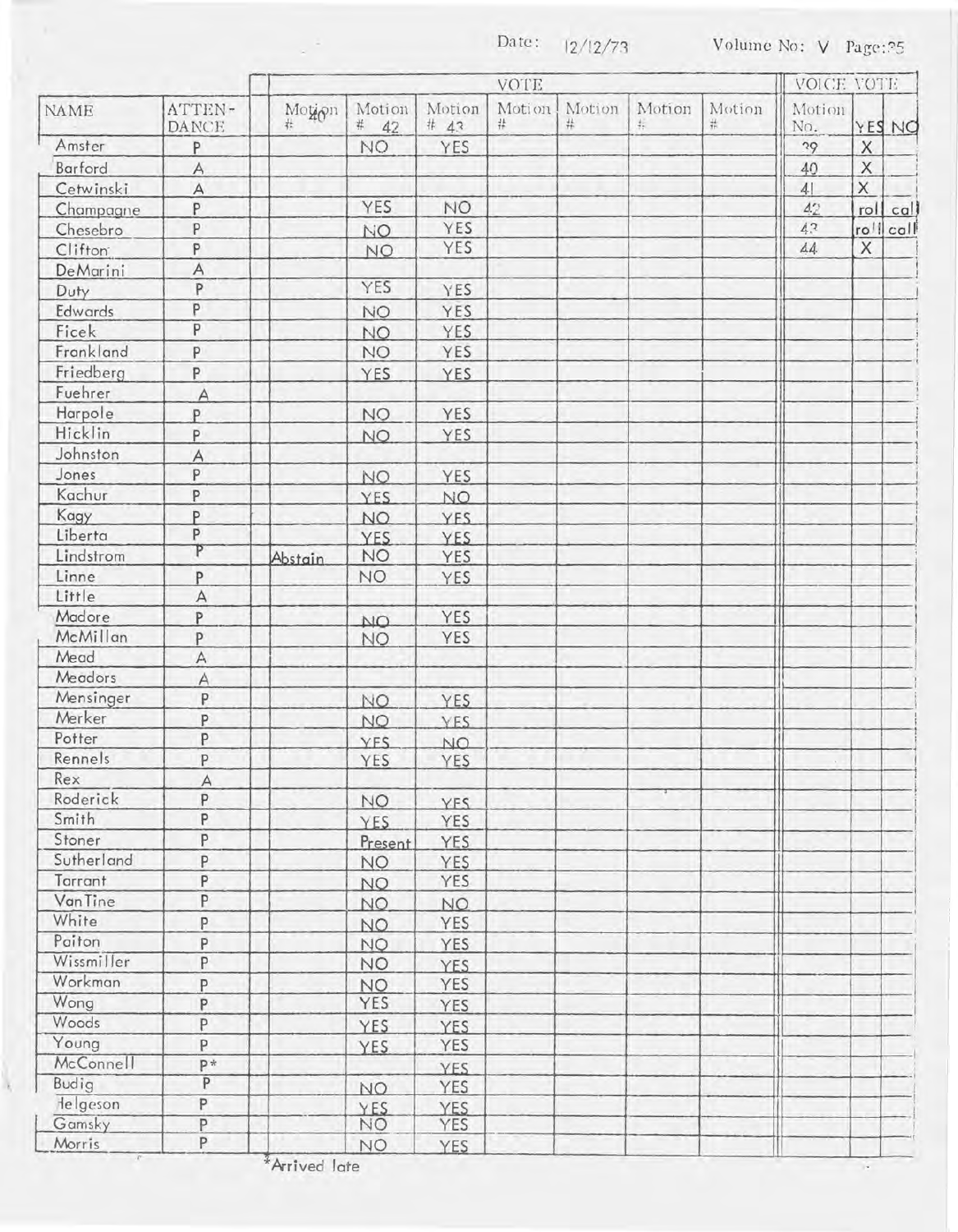Date: 12/12/73 Volume No: V Page: 35

| NAME | ATTEN-DANCE | VOTE | | | | | | | VOICE VOTE | | |
|---|---|---|---|---|---|---|---|---|---|---|---|
| | | Motion # 40 | Motion # 42 | Motion # 43 | Motion # | Motion # | Motion # | Motion # | Motion No. | YES | NO |
| Amster | P | | NO | YES | | | | | 39 | X | |
| Barford | A | | | | | | | | 40 | X | |
| Cetwinski | A | | | | | | | | 41 | X | |
| Champagne | P | | YES | NO | | | | | 42 | roll | call |
| Chesebro | P | | NO | YES | | | | | 43 | roll | call |
| Clifton | P | | NO | YES | | | | | 44 | X | |
| DeMarini | A | | | | | | | | | | |
| Duty | P | | YES | YES | | | | | | | |
| Edwards | P | | NO | YES | | | | | | | |
| Ficek | P | | NO | YES | | | | | | | |
| Frankland | P | | NO | YES | | | | | | | |
| Friedberg | P | | YES | YES | | | | | | | |
| Fuehrer | A | | | | | | | | | | |
| Harpole | P | | NO | YES | | | | | | | |
| Hicklin | P | | NO | YES | | | | | | | |
| Johnston | A | | | | | | | | | | |
| Jones | P | | NO | YES | | | | | | | |
| Kachur | P | | YES | NO | | | | | | | |
| Kagy | P | | NO | YES | | | | | | | |
| Liberta | P | | YES | YES | | | | | | | |
| Lindstrom | P | Abstain | NO | YES | | | | | | | |
| Linne | P | | NO | YES | | | | | | | |
| Little | A | | | | | | | | | | |
| Madore | P | | NO | YES | | | | | | | |
| McMillan | P | | NO | YES | | | | | | | |
| Mead | A | | | | | | | | | | |
| Meadors | A | | | | | | | | | | |
| Mensinger | P | | NO | YES | | | | | | | |
| Merker | P | | NO | YES | | | | | | | |
| Potter | P | | YES | NO | | | | | | | |
| Rennels | P | | YES | YES | | | | | | | |
| Rex | A | | | | | | | | | | |
| Roderick | P | | NO | YES | | | | | | | |
| Smith | P | | YES | YES | | | | | | | |
| Stoner | P | | Present | YES | | | | | | | |
| Sutherland | P | | NO | YES | | | | | | | |
| Tarrant | P | | NO | YES | | | | | | | |
| VanTine | P | | NO | NO | | | | | | | |
| White | P | | NO | YES | | | | | | | |
| Paiton | P | | NO | YES | | | | | | | |
| Wissmiller | P | | NO | YES | | | | | | | |
| Workman | P | | NO | YES | | | | | | | |
| Wong | P | | YES | YES | | | | | | | |
| Woods | P | | YES | YES | | | | | | | |
| Young | P | | YES | YES | | | | | | | |
| McConnell | P* | | | YES | | | | | | | |
| Budig | P | | NO | YES | | | | | | | |
| Helgeson | P | | YES | YES | | | | | | | |
| Gamsky | P | | NO | YES | | | | | | | |
| Morris | P | | NO | YES | | | | | | | |

*Arrived late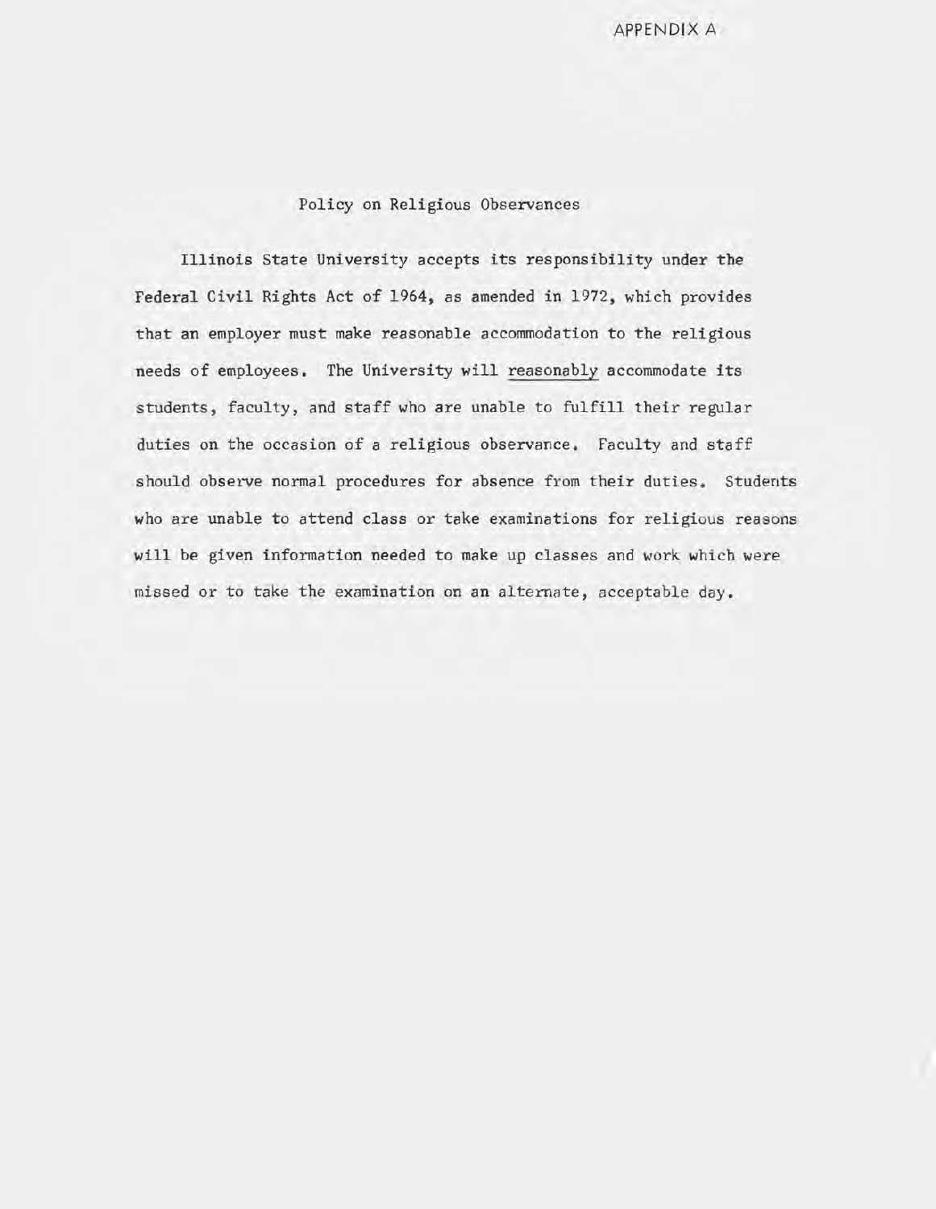APPENDIX A

## Policy on Religious Observances

Illinois State University accepts its responsibility under the Federal Civil Rights Act of 1964, as amended in 1972, which provides that an employer must make reasonable accommodation to the religious needs of employees. The University will <u>reasonably</u> accommodate its students, faculty, and staff who are unable to fulfill their regular duties on the occasion of a religious observance. Faculty and staff should observe normal procedures for absence from their duties. Students who are unable to attend class or take examinations for religious reasons will be given information needed to make up classes and work which were missed or to take the examination on an alternate, acceptable day.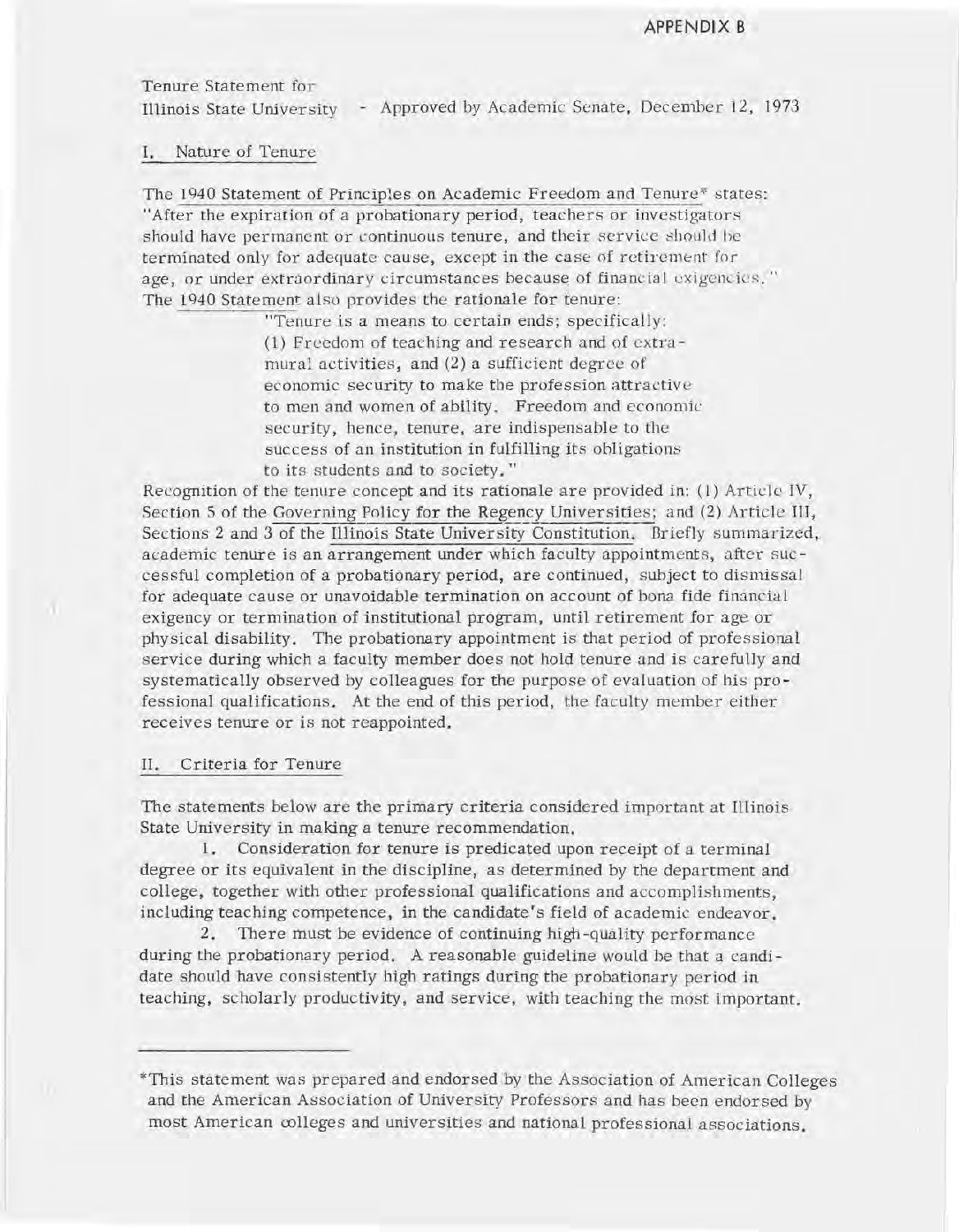APPENDIX B

Tenure Statement for
Illinois State University - Approved by Academic Senate, December 12, 1973

## I. Nature of Tenure

The 1940 Statement of Principles on Academic Freedom and Tenure* states: "After the expiration of a probationary period, teachers or investigators should have permanent or continuous tenure, and their service should be terminated only for adequate cause, except in the case of retirement for age, or under extraordinary circumstances because of financial exigencies." The 1940 Statement also provides the rationale for tenure:

> "Tenure is a means to certain ends; specifically: (1) Freedom of teaching and research and of extramural activities, and (2) a sufficient degree of economic security to make the profession attractive to men and women of ability. Freedom and economic security, hence, tenure, are indispensable to the success of an institution in fulfilling its obligations to its students and to society."

Recognition of the tenure concept and its rationale are provided in: (1) Article IV, Section 5 of the Governing Policy for the Regency Universities; and (2) Article III, Sections 2 and 3 of the Illinois State University Constitution. Briefly summarized, academic tenure is an arrangement under which faculty appointments, after successful completion of a probationary period, are continued, subject to dismissal for adequate cause or unavoidable termination on account of bona fide financial exigency or termination of institutional program, until retirement for age or physical disability. The probationary appointment is that period of professional service during which a faculty member does not hold tenure and is carefully and systematically observed by colleagues for the purpose of evaluation of his professional qualifications. At the end of this period, the faculty member either receives tenure or is not reappointed.

## II. Criteria for Tenure

The statements below are the primary criteria considered important at Illinois State University in making a tenure recommendation.

1. Consideration for tenure is predicated upon receipt of a terminal degree or its equivalent in the discipline, as determined by the department and college, together with other professional qualifications and accomplishments, including teaching competence, in the candidate's field of academic endeavor.

2. There must be evidence of continuing high-quality performance during the probationary period. A reasonable guideline would be that a candidate should have consistently high ratings during the probationary period in teaching, scholarly productivity, and service, with teaching the most important.

---

*This statement was prepared and endorsed by the Association of American Colleges and the American Association of University Professors and has been endorsed by most American colleges and universities and national professional associations.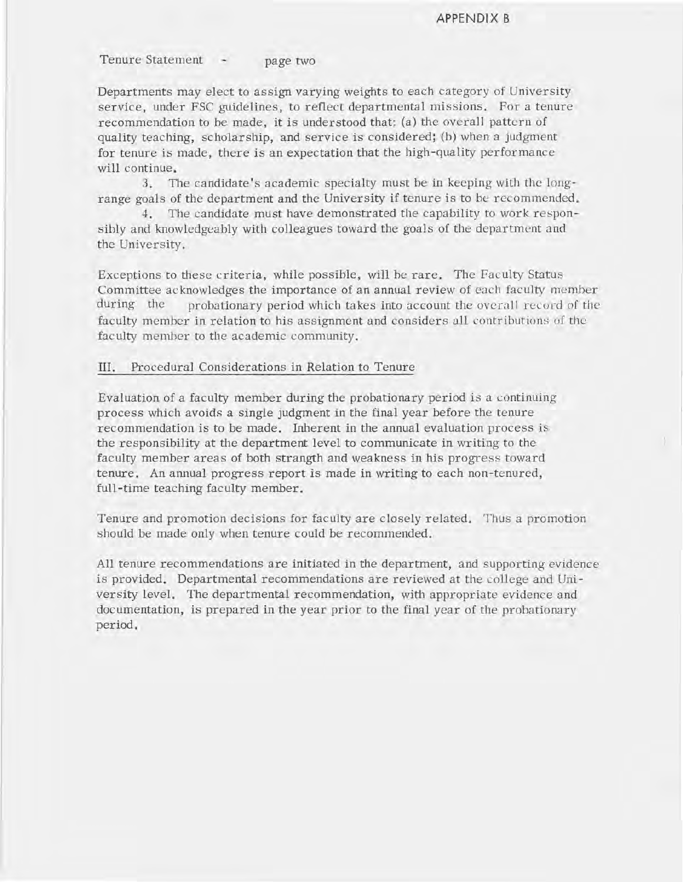APPENDIX B

Tenure Statement - page two

Departments may elect to assign varying weights to each category of University service, under FSC guidelines, to reflect departmental missions. For a tenure recommendation to be made, it is understood that: (a) the overall pattern of quality teaching, scholarship, and service is considered; (b) when a judgment for tenure is made, there is an expectation that the high-quality performance will continue.

3. The candidate's academic specialty must be in keeping with the long-range goals of the department and the University if tenure is to be recommended.

4. The candidate must have demonstrated the capability to work responsibly and knowledgeably with colleagues toward the goals of the department and the University.

Exceptions to these criteria, while possible, will be rare. The Faculty Status Committee acknowledges the importance of an annual review of each faculty member during the probationary period which takes into account the overall record of the faculty member in relation to his assignment and considers all contributions of the faculty member to the academic community.

## III. Procedural Considerations in Relation to Tenure

Evaluation of a faculty member during the probationary period is a continuing process which avoids a single judgment in the final year before the tenure recommendation is to be made. Inherent in the annual evaluation process is the responsibility at the department level to communicate in writing to the faculty member areas of both strength and weakness in his progress toward tenure. An annual progress report is made in writing to each non-tenured, full-time teaching faculty member.

Tenure and promotion decisions for faculty are closely related. Thus a promotion should be made only when tenure could be recommended.

All tenure recommendations are initiated in the department, and supporting evidence is provided. Departmental recommendations are reviewed at the college and University level. The departmental recommendation, with appropriate evidence and documentation, is prepared in the year prior to the final year of the probationary period.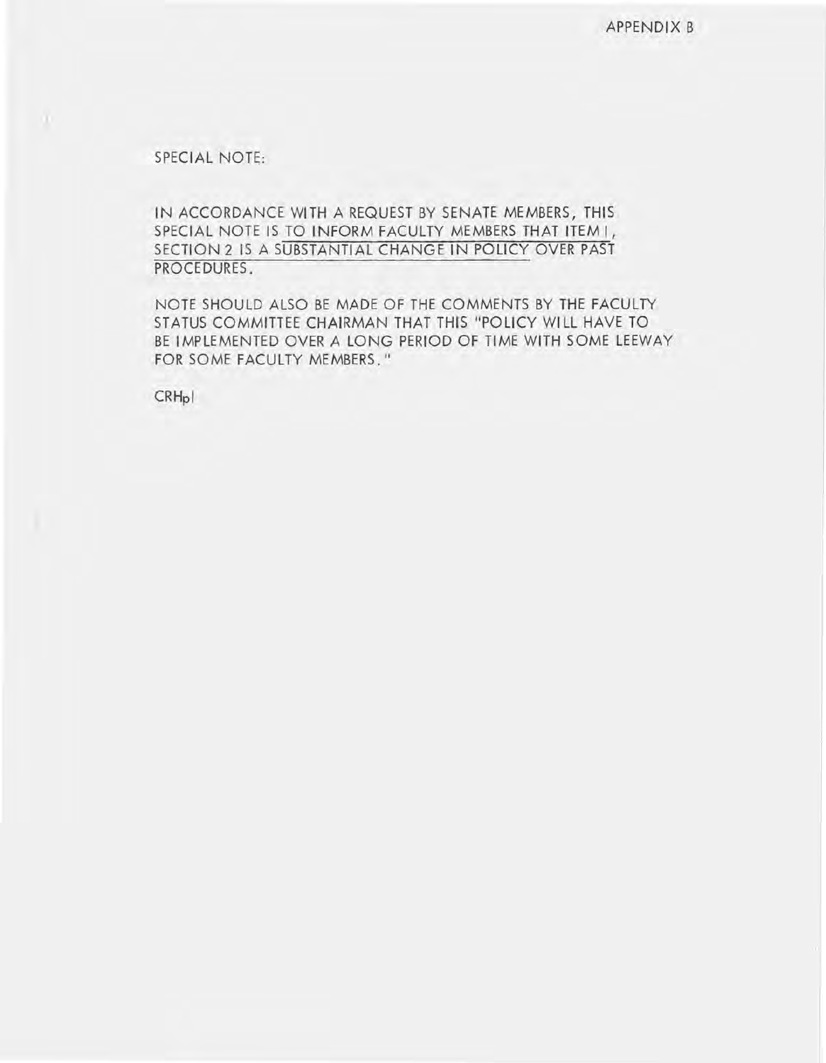APPENDIX B

SPECIAL NOTE:

IN ACCORDANCE WITH A REQUEST BY SENATE MEMBERS, THIS SPECIAL NOTE IS TO INFORM FACULTY MEMBERS THAT ITEM I, SECTION 2 IS A SUBSTANTIAL CHANGE IN POLICY OVER PAST PROCEDURES.

NOTE SHOULD ALSO BE MADE OF THE COMMENTS BY THE FACULTY STATUS COMMITTEE CHAIRMAN THAT THIS "POLICY WILL HAVE TO BE IMPLEMENTED OVER A LONG PERIOD OF TIME WITH SOME LEEWAY FOR SOME FACULTY MEMBERS."

CRHpl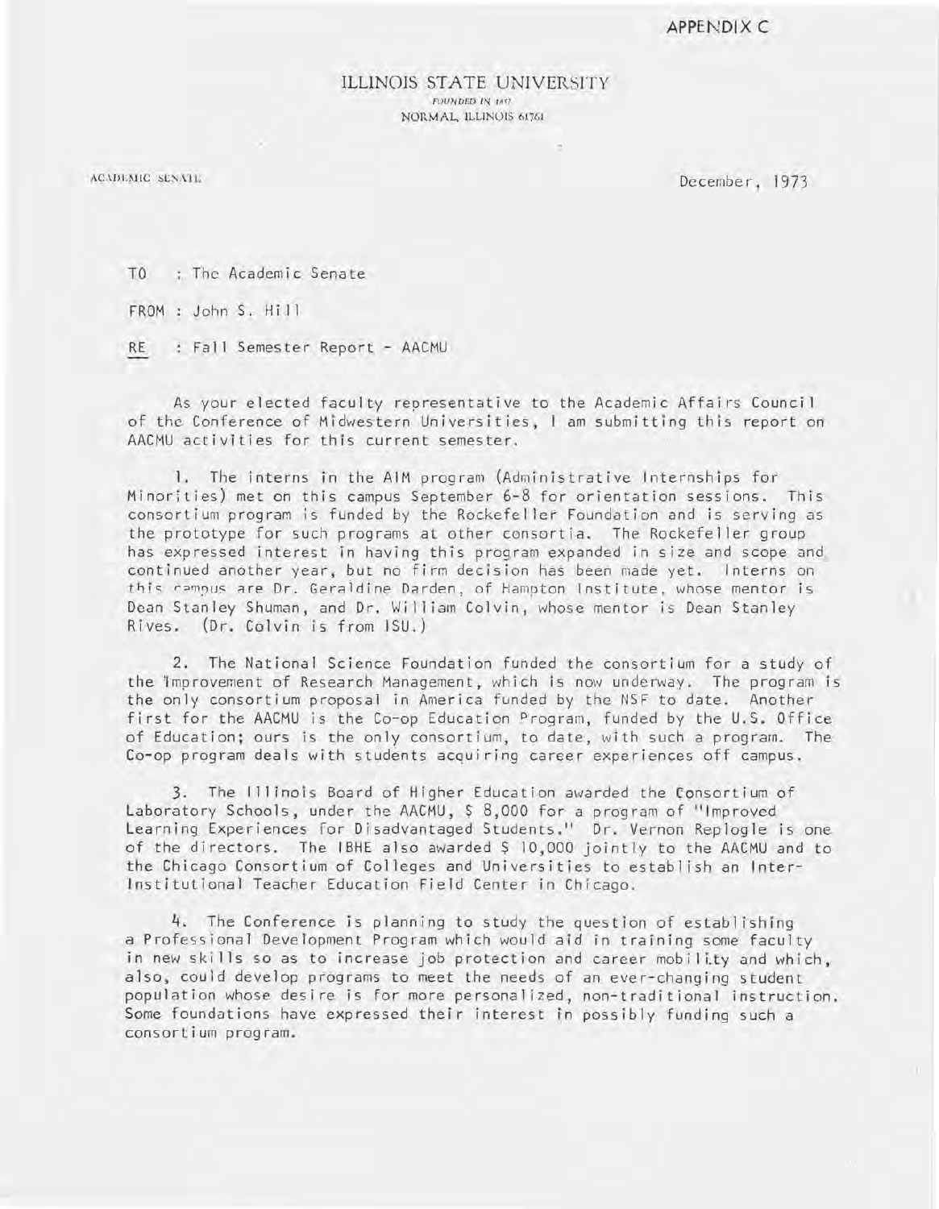APPENDIX C

ILLINOIS STATE UNIVERSITY
FOUNDED IN 1857
NORMAL, ILLINOIS 61761

ACADEMIC SENATE

December, 1973

TO : The Academic Senate

FROM : John S. Hill

RE : Fall Semester Report - AACMU

As your elected faculty representative to the Academic Affairs Council of the Conference of Midwestern Universities, I am submitting this report on AACMU activities for this current semester.

1. The interns in the AIM program (Administrative Internships for Minorities) met on this campus September 6-8 for orientation sessions. This consortium program is funded by the Rockefeller Foundation and is serving as the prototype for such programs at other consortia. The Rockefeller group has expressed interest in having this program expanded in size and scope and continued another year, but no firm decision has been made yet. Interns on this campus are Dr. Geraldine Darden, of Hampton Institute, whose mentor is Dean Stanley Shuman, and Dr. William Colvin, whose mentor is Dean Stanley Rives. (Dr. Colvin is from ISU.)

2. The National Science Foundation funded the consortium for a study of the Improvement of Research Management, which is now underway. The program is the only consortium proposal in America funded by the NSF to date. Another first for the AACMU is the Co-op Education Program, funded by the U.S. Office of Education; ours is the only consortium, to date, with such a program. The Co-op program deals with students acquiring career experiences off campus.

3. The Illinois Board of Higher Education awarded the Consortium of Laboratory Schools, under the AACMU, $ 8,000 for a program of "Improved Learning Experiences for Disadvantaged Students." Dr. Vernon Replogle is one of the directors. The IBHE also awarded $ 10,000 jointly to the AACMU and to the Chicago Consortium of Colleges and Universities to establish an Inter-Institutional Teacher Education Field Center in Chicago.

4. The Conference is planning to study the question of establishing a Professional Development Program which would aid in training some faculty in new skills so as to increase job protection and career mobility and which, also, could develop programs to meet the needs of an ever-changing student population whose desire is for more personalized, non-traditional instruction. Some foundations have expressed their interest in possibly funding such a consortium program.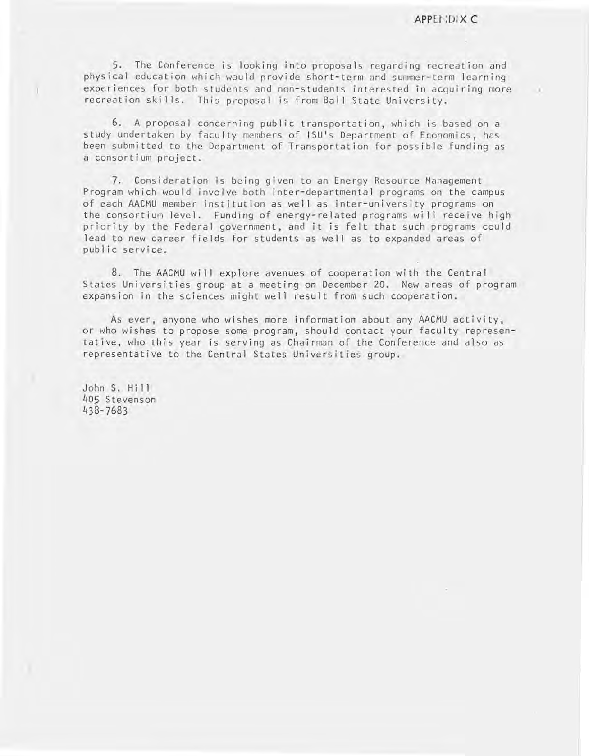APPENDIX C

5. The Conference is looking into proposals regarding recreation and physical education which would provide short-term and summer-term learning experiences for both students and non-students interested in acquiring more recreation skills. This proposal is from Ball State University.

6. A proposal concerning public transportation, which is based on a study undertaken by faculty members of ISU's Department of Economics, has been submitted to the Department of Transportation for possible funding as a consortium project.

7. Consideration is being given to an Energy Resource Management Program which would involve both inter-departmental programs on the campus of each AACMU member institution as well as inter-university programs on the consortium level. Funding of energy-related programs will receive high priority by the Federal government, and it is felt that such programs could lead to new career fields for students as well as to expanded areas of public service.

8. The AACMU will explore avenues of cooperation with the Central States Universities group at a meeting on December 20. New areas of program expansion in the sciences might well result from such cooperation.

As ever, anyone who wishes more information about any AACMU activity, or who wishes to propose some program, should contact your faculty representative, who this year is serving as Chairman of the Conference and also as representative to the Central States Universities group.

John S. Hill
405 Stevenson
438-7683